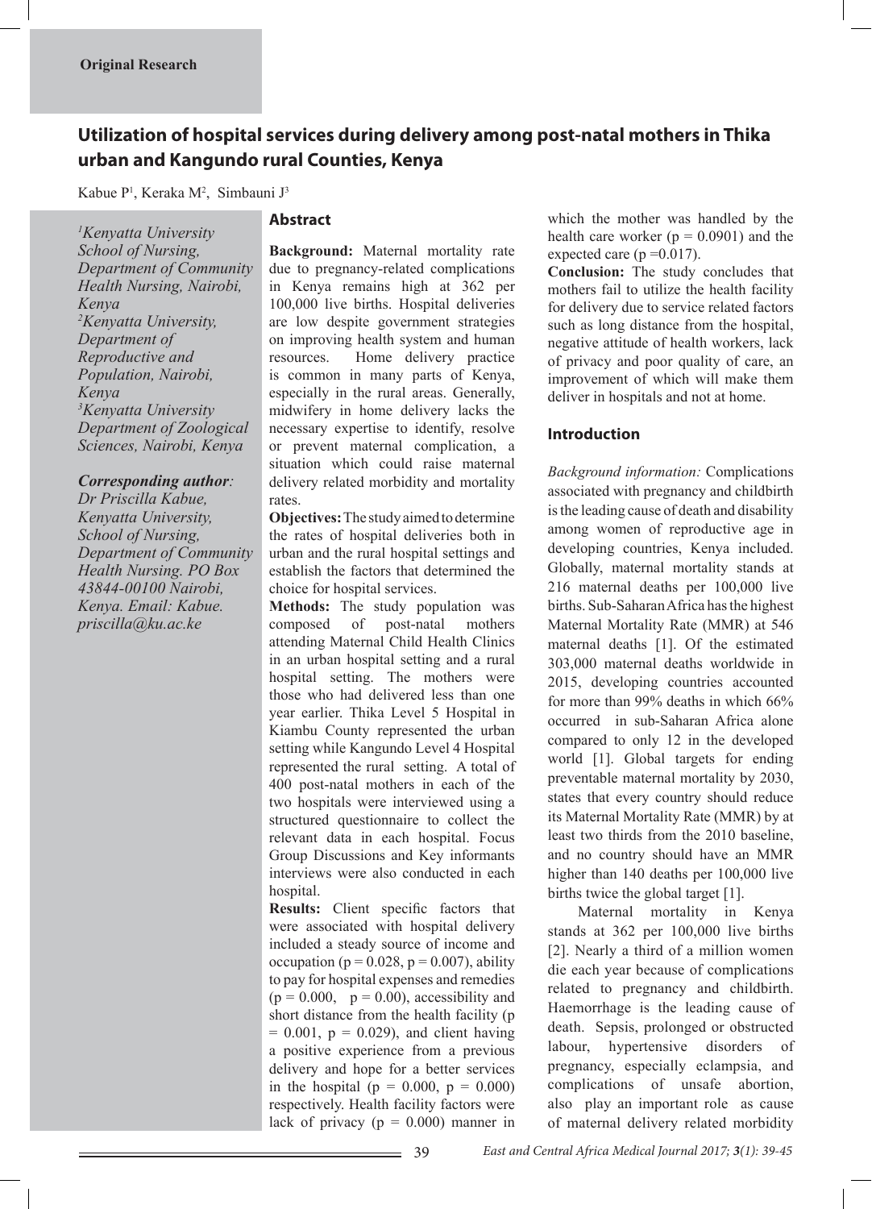**Original Research**

# Utilization of hospital services during delivery among post-natal mothers in Thika urban and Kangundo rural Counties, Kenya

Kabue P[1], Keraka M[2], Simbauni J[3]

*[1]Kenyatta University School of Nursing, Department of Community Health Nursing, Nairobi, Kenya*
*[2]Kenyatta University, Department of Reproductive and Population, Nairobi, Kenya*
*[3]Kenyatta University Department of Zoological Sciences, Nairobi, Kenya*

***Corresponding author**: Dr Priscilla Kabue, Kenyatta University, School of Nursing, Department of Community Health Nursing. PO Box 43844-00100 Nairobi, Kenya. Email: Kabue.priscilla@ku.ac.ke*

## Abstract

**Background:** Maternal mortality rate due to pregnancy-related complications in Kenya remains high at 362 per 100,000 live births. Hospital deliveries are low despite government strategies on improving health system and human resources. Home delivery practice is common in many parts of Kenya, especially in the rural areas. Generally, midwifery in home delivery lacks the necessary expertise to identify, resolve or prevent maternal complication, a situation which could raise maternal delivery related morbidity and mortality rates.

**Objectives:** The study aimed to determine the rates of hospital deliveries both in urban and the rural hospital settings and establish the factors that determined the choice for hospital services.

**Methods:** The study population was composed of post-natal mothers attending Maternal Child Health Clinics in an urban hospital setting and a rural hospital setting. The mothers were those who had delivered less than one year earlier. Thika Level 5 Hospital in Kiambu County represented the urban setting while Kangundo Level 4 Hospital represented the rural setting. A total of 400 post-natal mothers in each of the two hospitals were interviewed using a structured questionnaire to collect the relevant data in each hospital. Focus Group Discussions and Key informants interviews were also conducted in each hospital.

**Results:** Client specific factors that were associated with hospital delivery included a steady source of income and occupation ($p = 0.028$, $p = 0.007$), ability to pay for hospital expenses and remedies ($p = 0.000$, $p = 0.00$), accessibility and short distance from the health facility ($p = 0.001$, $p = 0.029$), and client having a positive experience from a previous delivery and hope for a better services in the hospital ($p = 0.000$, $p = 0.000$) respectively. Health facility factors were lack of privacy ($p = 0.000$) manner in which the mother was handled by the health care worker ($p = 0.0901$) and the expected care ($p = 0.017$).

**Conclusion:** The study concludes that mothers fail to utilize the health facility for delivery due to service related factors such as long distance from the hospital, negative attitude of health workers, lack of privacy and poor quality of care, an improvement of which will make them deliver in hospitals and not at home.

## Introduction

*Background information:* Complications associated with pregnancy and childbirth is the leading cause of death and disability among women of reproductive age in developing countries, Kenya included. Globally, maternal mortality stands at 216 maternal deaths per 100,000 live births. Sub-Saharan Africa has the highest Maternal Mortality Rate (MMR) at 546 maternal deaths [1]. Of the estimated 303,000 maternal deaths worldwide in 2015, developing countries accounted for more than 99% deaths in which 66% occurred in sub-Saharan Africa alone compared to only 12 in the developed world [1]. Global targets for ending preventable maternal mortality by 2030, states that every country should reduce its Maternal Mortality Rate (MMR) by at least two thirds from the 2010 baseline, and no country should have an MMR higher than 140 deaths per 100,000 live births twice the global target [1].

Maternal mortality in Kenya stands at 362 per 100,000 live births [2]. Nearly a third of a million women die each year because of complications related to pregnancy and childbirth. Haemorrhage is the leading cause of death. Sepsis, prolonged or obstructed labour, hypertensive disorders of pregnancy, especially eclampsia, and complications of unsafe abortion, also play an important role as cause of maternal delivery related morbidity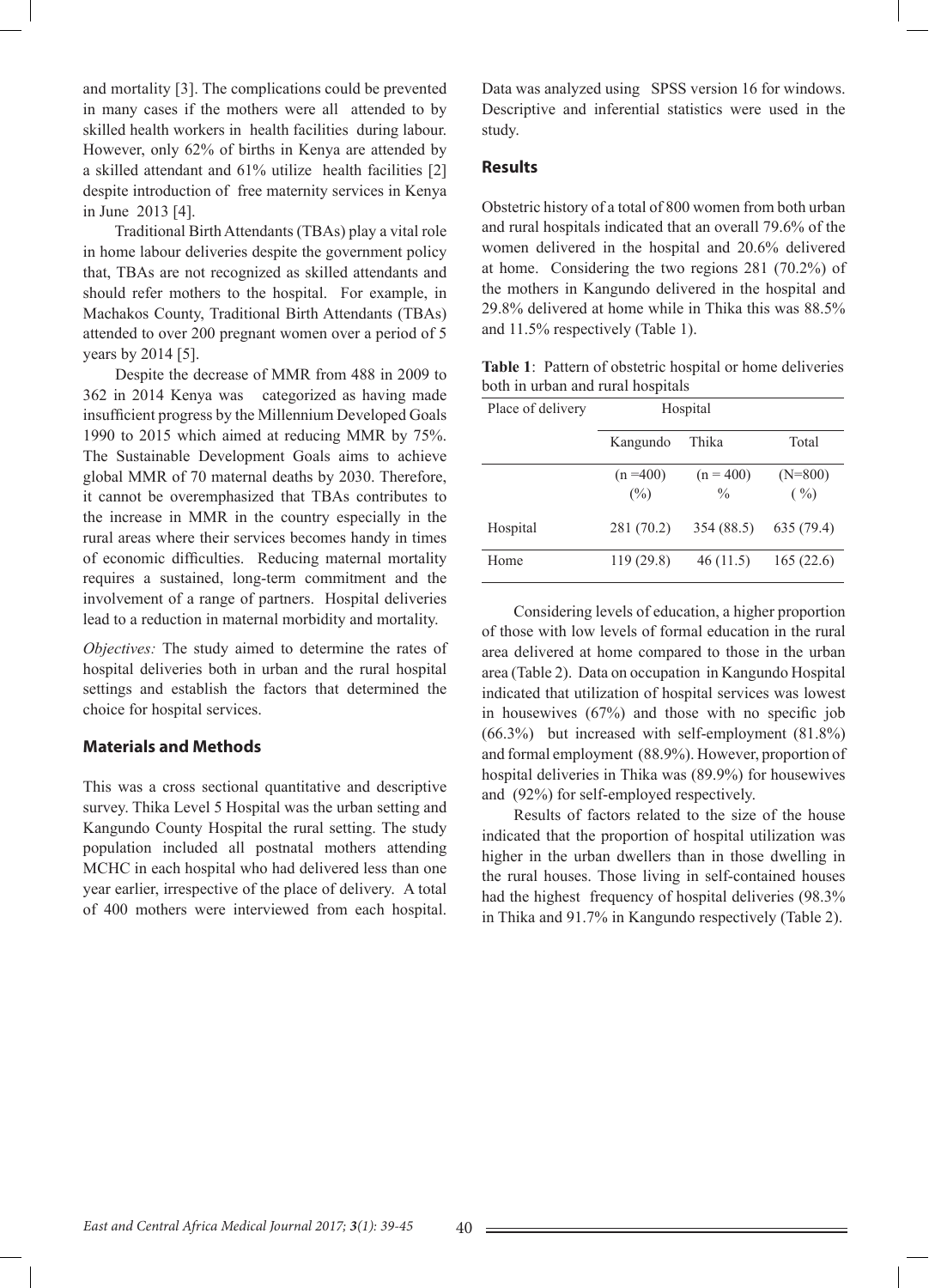and mortality [3]. The complications could be prevented in many cases if the mothers were all attended to by skilled health workers in health facilities during labour. However, only 62% of births in Kenya are attended by a skilled attendant and 61% utilize health facilities [2] despite introduction of free maternity services in Kenya in June 2013 [4].

Traditional Birth Attendants (TBAs) play a vital role in home labour deliveries despite the government policy that, TBAs are not recognized as skilled attendants and should refer mothers to the hospital. For example, in Machakos County, Traditional Birth Attendants (TBAs) attended to over 200 pregnant women over a period of 5 years by 2014 [5].

Despite the decrease of MMR from 488 in 2009 to 362 in 2014 Kenya was categorized as having made insufficient progress by the Millennium Developed Goals 1990 to 2015 which aimed at reducing MMR by 75%. The Sustainable Development Goals aims to achieve global MMR of 70 maternal deaths by 2030. Therefore, it cannot be overemphasized that TBAs contributes to the increase in MMR in the country especially in the rural areas where their services becomes handy in times of economic difficulties. Reducing maternal mortality requires a sustained, long-term commitment and the involvement of a range of partners. Hospital deliveries lead to a reduction in maternal morbidity and mortality.

*Objectives:* The study aimed to determine the rates of hospital deliveries both in urban and the rural hospital settings and establish the factors that determined the choice for hospital services.

## Materials and Methods

This was a cross sectional quantitative and descriptive survey. Thika Level 5 Hospital was the urban setting and Kangundo County Hospital the rural setting. The study population included all postnatal mothers attending MCHC in each hospital who had delivered less than one year earlier, irrespective of the place of delivery. A total of 400 mothers were interviewed from each hospital. Data was analyzed using SPSS version 16 for windows. Descriptive and inferential statistics were used in the study.

## Results

Obstetric history of a total of 800 women from both urban and rural hospitals indicated that an overall 79.6% of the women delivered in the hospital and 20.6% delivered at home. Considering the two regions 281 (70.2%) of the mothers in Kangundo delivered in the hospital and 29.8% delivered at home while in Thika this was 88.5% and 11.5% respectively (Table 1).

**Table 1**: Pattern of obstetric hospital or home deliveries both in urban and rural hospitals

| Place of delivery | Hospital | | |
|---|---|---|---|
| | Kangundo | Thika | Total |
| | (n =400) (%) | (n = 400) % | (N=800) ( %) |
| Hospital | 281 (70.2) | 354 (88.5) | 635 (79.4) |
| Home | 119 (29.8) | 46 (11.5) | 165 (22.6) |

Considering levels of education, a higher proportion of those with low levels of formal education in the rural area delivered at home compared to those in the urban area (Table 2). Data on occupation in Kangundo Hospital indicated that utilization of hospital services was lowest in housewives (67%) and those with no specific job (66.3%) but increased with self-employment (81.8%) and formal employment (88.9%). However, proportion of hospital deliveries in Thika was (89.9%) for housewives and (92%) for self-employed respectively.

Results of factors related to the size of the house indicated that the proportion of hospital utilization was higher in the urban dwellers than in those dwelling in the rural houses. Those living in self-contained houses had the highest frequency of hospital deliveries (98.3% in Thika and 91.7% in Kangundo respectively (Table 2).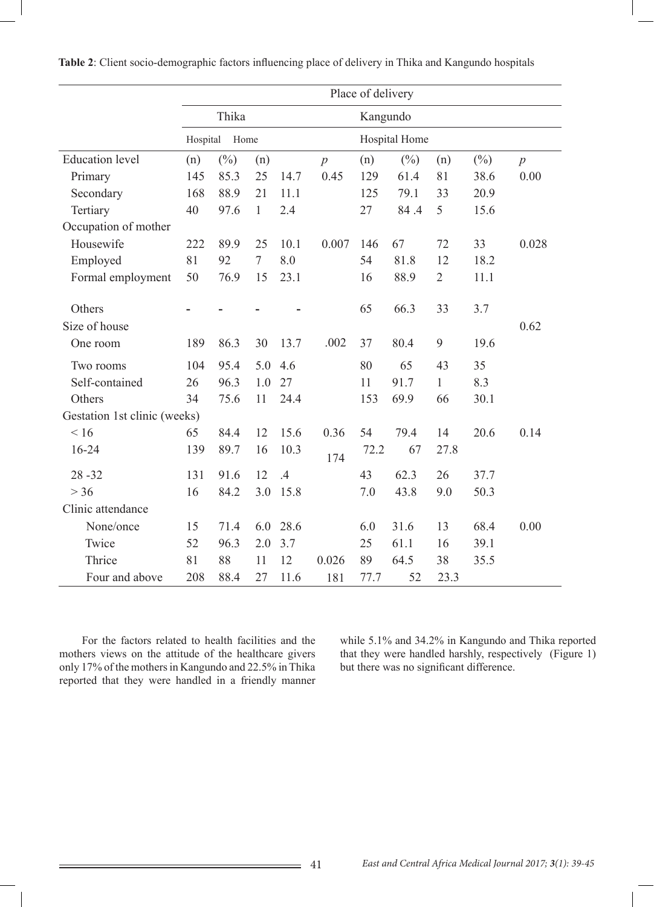**Table 2**: Client socio-demographic factors influencing place of delivery in Thika and Kangundo hospitals

| | Place of delivery | | | | | | | | | |
|---|---|---|---|---|---|---|---|---|---|---|
| | Thika | | | | | Kangundo | | | | |
| | Hospital | | Home | | | Hospital Home | | | | |
| Education level | (n) | (%) | (n) | | *p* | (n) | (%) | (n) | (%) | *p* |
| Primary | 145 | 85.3 | 25 | 14.7 | 0.45 | 129 | 61.4 | 81 | 38.6 | 0.00 |
| Secondary | 168 | 88.9 | 21 | 11.1 | | 125 | 79.1 | 33 | 20.9 | |
| Tertiary | 40 | 97.6 | 1 | 2.4 | | 27 | 84 .4 | 5 | 15.6 | |
| Occupation of mother | | | | | | | | | | |
| Housewife | 222 | 89.9 | 25 | 10.1 | 0.007 | 146 | 67 | 72 | 33 | 0.028 |
| Employed | 81 | 92 | 7 | 8.0 | | 54 | 81.8 | 12 | 18.2 | |
| Formal employment | 50 | 76.9 | 15 | 23.1 | | 16 | 88.9 | 2 | 11.1 | |
| Others | - | - | - | - | | 65 | 66.3 | 33 | 3.7 | |
| Size of house | | | | | | | | | | 0.62 |
| One room | 189 | 86.3 | 30 | 13.7 | .002 | 37 | 80.4 | 9 | 19.6 | |
| Two rooms | 104 | 95.4 | 5.0 | 4.6 | | 80 | 65 | 43 | 35 | |
| Self-contained | 26 | 96.3 | 1.0 | 27 | | 11 | 91.7 | 1 | 8.3 | |
| Others | 34 | 75.6 | 11 | 24.4 | | 153 | 69.9 | 66 | 30.1 | |
| Gestation 1st clinic (weeks) | | | | | | | | | | |
| < 16 | 65 | 84.4 | 12 | 15.6 | 0.36 | 54 | 79.4 | 14 | 20.6 | 0.14 |
| 16-24 | 139 | 89.7 | 16 | 10.3 | 174 | 72.2 | 67 | 27.8 | | |
| 28 -32 | 131 | 91.6 | 12 | .4 | | 43 | 62.3 | 26 | 37.7 | |
| > 36 | 16 | 84.2 | 3.0 | 15.8 | | 7.0 | 43.8 | 9.0 | 50.3 | |
| Clinic attendance | | | | | | | | | | |
| None/once | 15 | 71.4 | 6.0 | 28.6 | | 6.0 | 31.6 | 13 | 68.4 | 0.00 |
| Twice | 52 | 96.3 | 2.0 | 3.7 | | 25 | 61.1 | 16 | 39.1 | |
| Thrice | 81 | 88 | 11 | 12 | 0.026 | 89 | 64.5 | 38 | 35.5 | |
| Four and above | 208 | 88.4 | 27 | 11.6 | 181 | 77.7 | 52 | 23.3 | | |

For the factors related to health facilities and the mothers views on the attitude of the healthcare givers only 17% of the mothers in Kangundo and 22.5% in Thika reported that they were handled in a friendly manner while 5.1% and 34.2% in Kangundo and Thika reported that they were handled harshly, respectively (Figure 1) but there was no significant difference.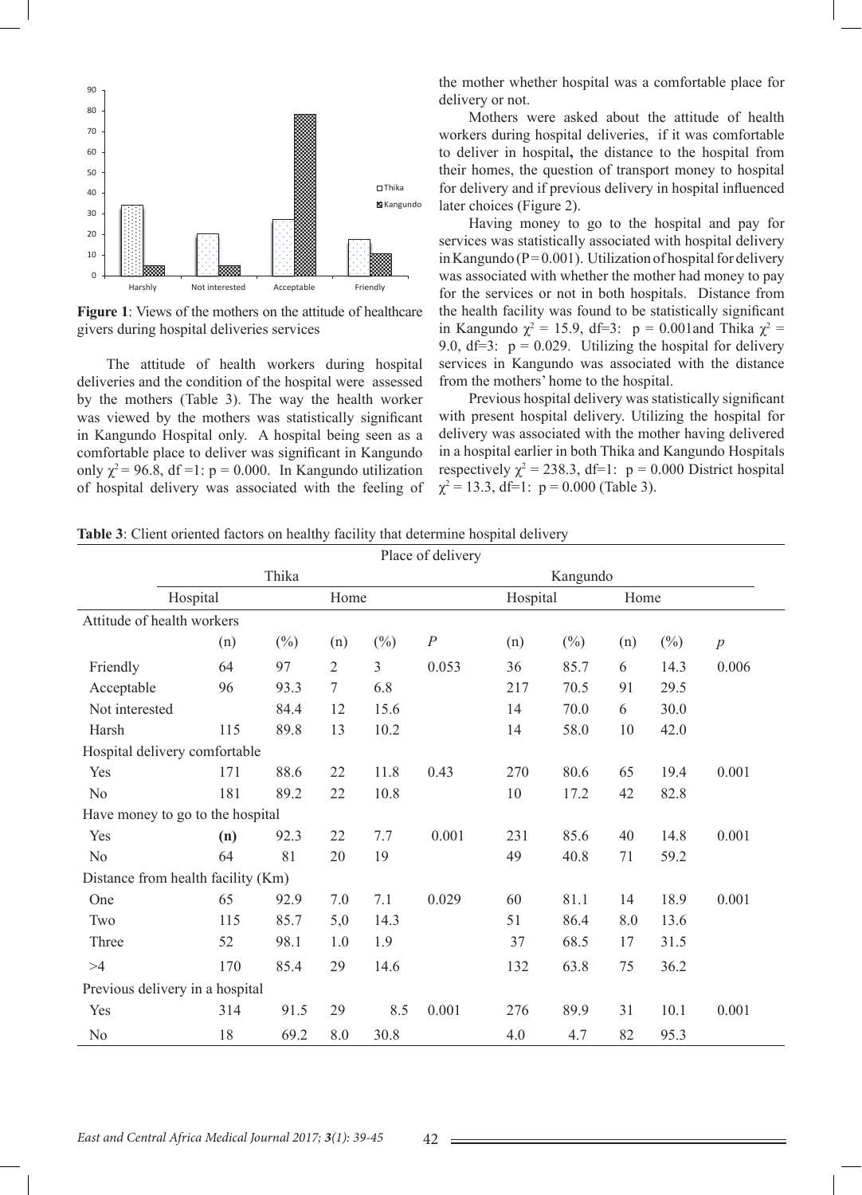**Figure 1**: Views of the mothers on the attitude of healthcare givers during hospital deliveries services

The attitude of health workers during hospital deliveries and the condition of the hospital were assessed by the mothers (Table 3). The way the health worker was viewed by the mothers was statistically significant in Kangundo Hospital only. A hospital being seen as a comfortable place to deliver was significant in Kangundo only $\chi^2 = 96.8$, df =1: p = 0.000. In Kangundo utilization of hospital delivery was associated with the feeling of the mother whether hospital was a comfortable place for delivery or not.

Mothers were asked about the attitude of health workers during hospital deliveries, if it was comfortable to deliver in hospital**,** the distance to the hospital from their homes, the question of transport money to hospital for delivery and if previous delivery in hospital influenced later choices (Figure 2).

Having money to go to the hospital and pay for services was statistically associated with hospital delivery in Kangundo (P = 0.001). Utilization of hospital for delivery was associated with whether the mother had money to pay for the services or not in both hospitals. Distance from the health facility was found to be statistically significant in Kangundo $\chi^2 = 15.9$, df=3: p = 0.001and Thika $\chi^2 = 9.0$, df=3: p = 0.029. Utilizing the hospital for delivery services in Kangundo was associated with the distance from the mothers' home to the hospital.

Previous hospital delivery was statistically significant with present hospital delivery. Utilizing the hospital for delivery was associated with the mother having delivered in a hospital earlier in both Thika and Kangundo Hospitals respectively $\chi^2 = 238.3$, df=1: p = 0.000 District hospital $\chi^2 = 13.3$, df=1: p = 0.000 (Table 3).

**Table 3**: Client oriented factors on healthy facility that determine hospital delivery

| | Place of delivery | | | | | | | | | |
|---|---|---|---|---|---|---|---|---|---|---|
| | Thika | | | | | Kangundo | | | | |
| | Hospital | | Home | | | Hospital | | Home | | |
| **Attitude of health workers** | (n) | (%) | (n) | (%) | *P* | (n) | (%) | (n) | (%) | *p* |
| Friendly | 64 | 97 | 2 | 3 | 0.053 | 36 | 85.7 | 6 | 14.3 | 0.006 |
| Acceptable | 96 | 93.3 | 7 | 6.8 | | 217 | 70.5 | 91 | 29.5 | |
| Not interested | | 84.4 | 12 | 15.6 | | 14 | 70.0 | 6 | 30.0 | |
| Harsh | 115 | 89.8 | 13 | 10.2 | | 14 | 58.0 | 10 | 42.0 | |
| **Hospital delivery comfortable** | | | | | | | | | | |
| Yes | 171 | 88.6 | 22 | 11.8 | 0.43 | 270 | 80.6 | 65 | 19.4 | 0.001 |
| No | 181 | 89.2 | 22 | 10.8 | | 10 | 17.2 | 42 | 82.8 | |
| **Have money to go to the hospital** | | | | | | | | | | |
| Yes | **(n)** | 92.3 | 22 | 7.7 | 0.001 | 231 | 85.6 | 40 | 14.8 | 0.001 |
| No | 64 | 81 | 20 | 19 | | 49 | 40.8 | 71 | 59.2 | |
| **Distance from health facility (Km)** | | | | | | | | | | |
| One | 65 | 92.9 | 7.0 | 7.1 | 0.029 | 60 | 81.1 | 14 | 18.9 | 0.001 |
| Two | 115 | 85.7 | 5,0 | 14.3 | | 51 | 86.4 | 8.0 | 13.6 | |
| Three | 52 | 98.1 | 1.0 | 1.9 | | 37 | 68.5 | 17 | 31.5 | |
| >4 | 170 | 85.4 | 29 | 14.6 | | 132 | 63.8 | 75 | 36.2 | |
| **Previous delivery in a hospital** | | | | | | | | | | |
| Yes | 314 | 91.5 | 29 | 8.5 | 0.001 | 276 | 89.9 | 31 | 10.1 | 0.001 |
| No | 18 | 69.2 | 8.0 | 30.8 | | 4.0 | 4.7 | 82 | 95.3 | |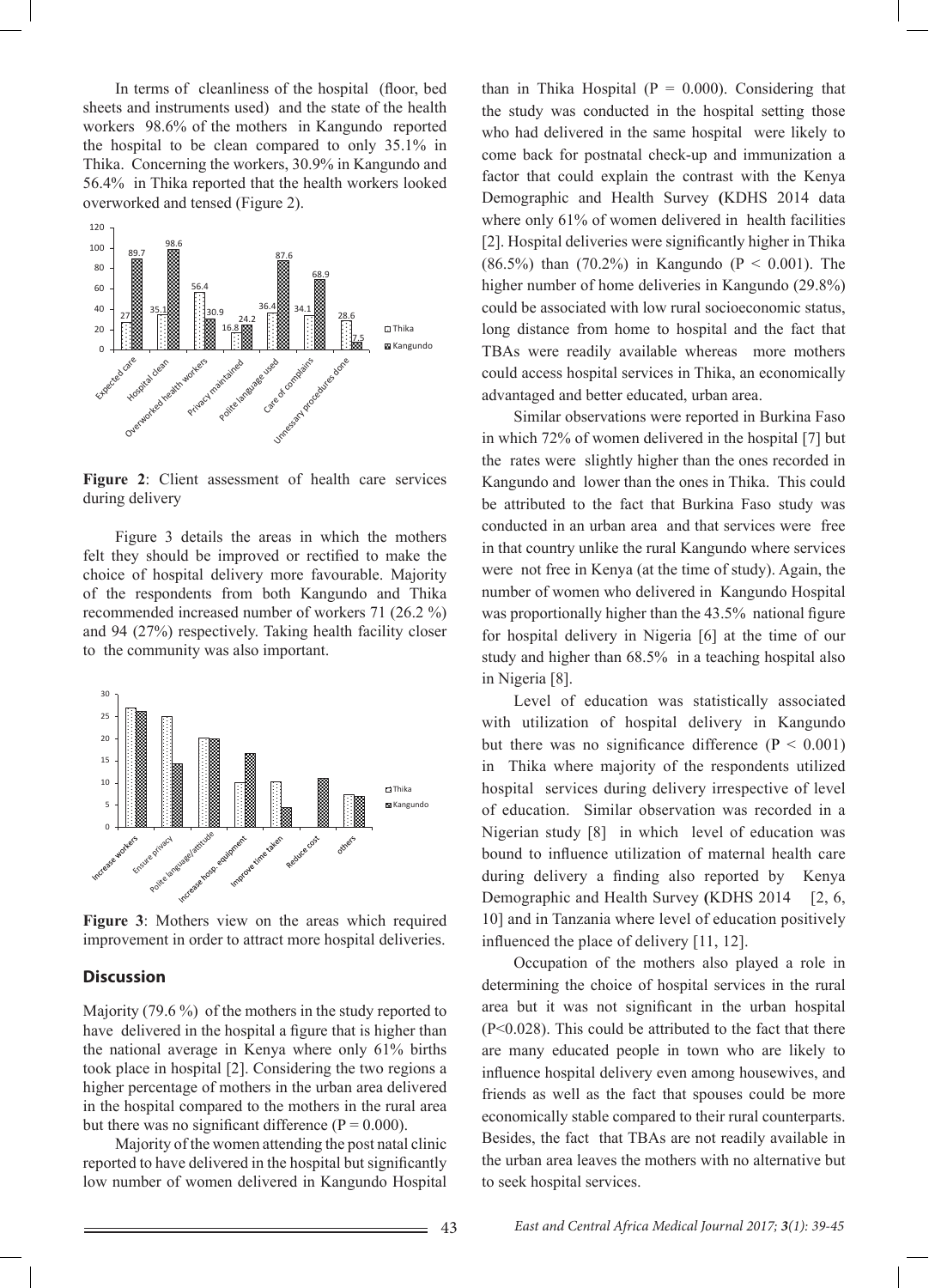In terms of cleanliness of the hospital (floor, bed sheets and instruments used) and the state of the health workers 98.6% of the mothers in Kangundo reported the hospital to be clean compared to only 35.1% in Thika. Concerning the workers, 30.9% in Kangundo and 56.4% in Thika reported that the health workers looked overworked and tensed (Figure 2).

**Figure 2**: Client assessment of health care services during delivery

Figure 3 details the areas in which the mothers felt they should be improved or rectified to make the choice of hospital delivery more favourable. Majority of the respondents from both Kangundo and Thika recommended increased number of workers 71 (26.2 %) and 94 (27%) respectively. Taking health facility closer to the community was also important.

**Figure 3**: Mothers view on the areas which required improvement in order to attract more hospital deliveries.

## Discussion

Majority (79.6 %) of the mothers in the study reported to have delivered in the hospital a figure that is higher than the national average in Kenya where only 61% births took place in hospital [2]. Considering the two regions a higher percentage of mothers in the urban area delivered in the hospital compared to the mothers in the rural area but there was no significant difference ($P = 0.000$).

Majority of the women attending the post natal clinic reported to have delivered in the hospital but significantly low number of women delivered in Kangundo Hospital than in Thika Hospital ($P = 0.000$). Considering that the study was conducted in the hospital setting those who had delivered in the same hospital were likely to come back for postnatal check-up and immunization a factor that could explain the contrast with the Kenya Demographic and Health Survey **(**KDHS 2014 data where only 61% of women delivered in health facilities [2]. Hospital deliveries were significantly higher in Thika (86.5%) than (70.2%) in Kangundo ($P < 0.001$). The higher number of home deliveries in Kangundo (29.8%) could be associated with low rural socioeconomic status, long distance from home to hospital and the fact that TBAs were readily available whereas more mothers could access hospital services in Thika, an economically advantaged and better educated, urban area.

Similar observations were reported in Burkina Faso in which 72% of women delivered in the hospital [7] but the rates were slightly higher than the ones recorded in Kangundo and lower than the ones in Thika. This could be attributed to the fact that Burkina Faso study was conducted in an urban area and that services were free in that country unlike the rural Kangundo where services were not free in Kenya (at the time of study). Again, the number of women who delivered in Kangundo Hospital was proportionally higher than the 43.5% national figure for hospital delivery in Nigeria [6] at the time of our study and higher than 68.5% in a teaching hospital also in Nigeria [8].

Level of education was statistically associated with utilization of hospital delivery in Kangundo but there was no significance difference ($P < 0.001$) in Thika where majority of the respondents utilized hospital services during delivery irrespective of level of education. Similar observation was recorded in a Nigerian study [8] in which level of education was bound to influence utilization of maternal health care during delivery a finding also reported by Kenya Demographic and Health Survey **(**KDHS 2014 [2, 6, 10] and in Tanzania where level of education positively influenced the place of delivery [11, 12].

Occupation of the mothers also played a role in determining the choice of hospital services in the rural area but it was not significant in the urban hospital ($P<0.028$). This could be attributed to the fact that there are many educated people in town who are likely to influence hospital delivery even among housewives, and friends as well as the fact that spouses could be more economically stable compared to their rural counterparts. Besides, the fact that TBAs are not readily available in the urban area leaves the mothers with no alternative but to seek hospital services.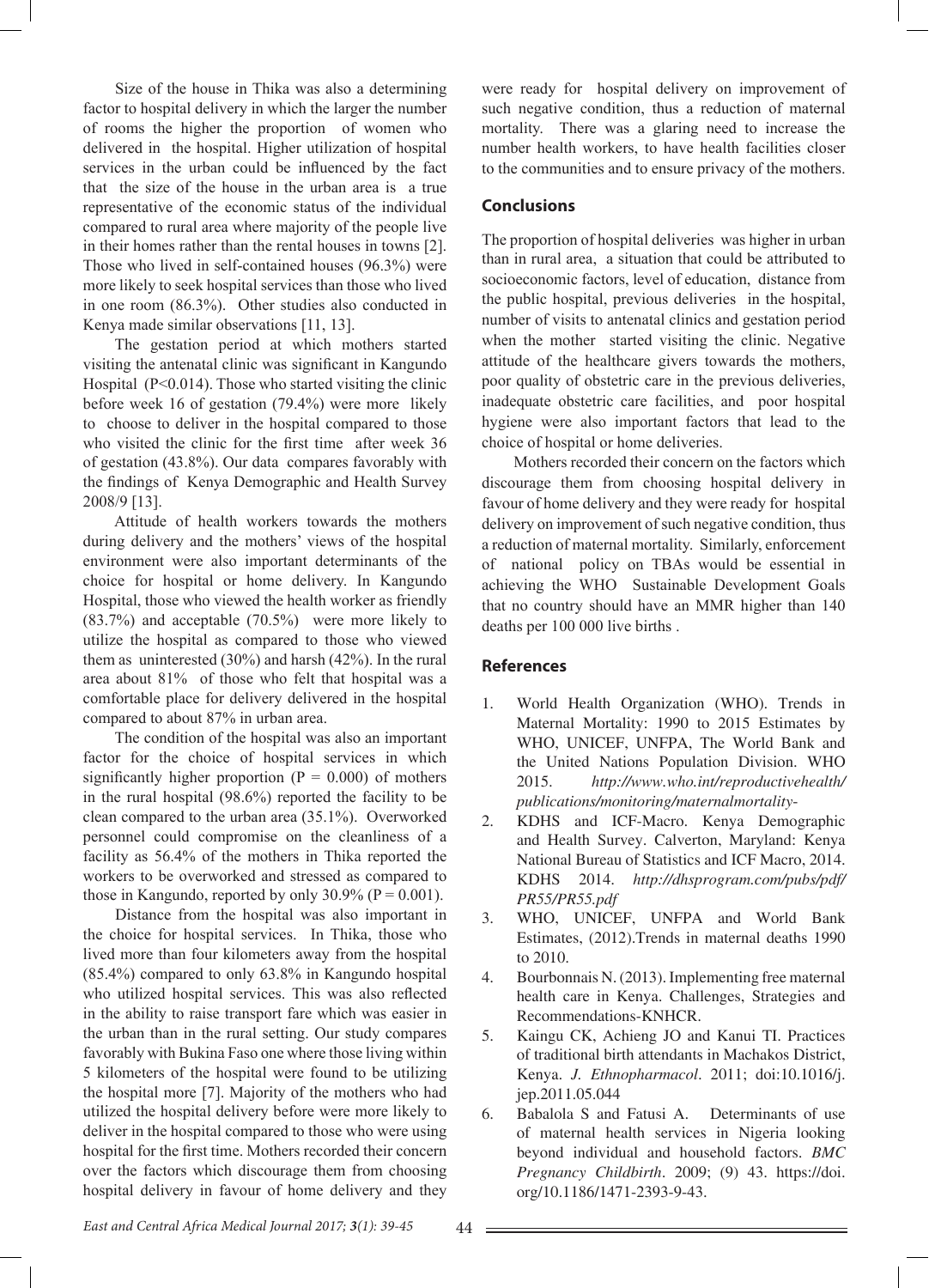Size of the house in Thika was also a determining factor to hospital delivery in which the larger the number of rooms the higher the proportion of women who delivered in the hospital. Higher utilization of hospital services in the urban could be influenced by the fact that the size of the house in the urban area is a true representative of the economic status of the individual compared to rural area where majority of the people live in their homes rather than the rental houses in towns [2]. Those who lived in self-contained houses (96.3%) were more likely to seek hospital services than those who lived in one room (86.3%). Other studies also conducted in Kenya made similar observations [11, 13].

The gestation period at which mothers started visiting the antenatal clinic was significant in Kangundo Hospital (P<0.014). Those who started visiting the clinic before week 16 of gestation (79.4%) were more likely to choose to deliver in the hospital compared to those who visited the clinic for the first time after week 36 of gestation (43.8%). Our data compares favorably with the findings of Kenya Demographic and Health Survey 2008/9 [13].

Attitude of health workers towards the mothers during delivery and the mothers' views of the hospital environment were also important determinants of the choice for hospital or home delivery. In Kangundo Hospital, those who viewed the health worker as friendly (83.7%) and acceptable (70.5%) were more likely to utilize the hospital as compared to those who viewed them as uninterested (30%) and harsh (42%). In the rural area about 81% of those who felt that hospital was a comfortable place for delivery delivered in the hospital compared to about 87% in urban area.

The condition of the hospital was also an important factor for the choice of hospital services in which significantly higher proportion (P = 0.000) of mothers in the rural hospital (98.6%) reported the facility to be clean compared to the urban area (35.1%). Overworked personnel could compromise on the cleanliness of a facility as 56.4% of the mothers in Thika reported the workers to be overworked and stressed as compared to those in Kangundo, reported by only 30.9% (P = 0.001).

Distance from the hospital was also important in the choice for hospital services. In Thika, those who lived more than four kilometers away from the hospital (85.4%) compared to only 63.8% in Kangundo hospital who utilized hospital services. This was also reflected in the ability to raise transport fare which was easier in the urban than in the rural setting. Our study compares favorably with Bukina Faso one where those living within 5 kilometers of the hospital were found to be utilizing the hospital more [7]. Majority of the mothers who had utilized the hospital delivery before were more likely to deliver in the hospital compared to those who were using hospital for the first time. Mothers recorded their concern over the factors which discourage them from choosing hospital delivery in favour of home delivery and they were ready for hospital delivery on improvement of such negative condition, thus a reduction of maternal mortality. There was a glaring need to increase the number health workers, to have health facilities closer to the communities and to ensure privacy of the mothers.

## Conclusions

The proportion of hospital deliveries was higher in urban than in rural area, a situation that could be attributed to socioeconomic factors, level of education, distance from the public hospital, previous deliveries in the hospital, number of visits to antenatal clinics and gestation period when the mother started visiting the clinic. Negative attitude of the healthcare givers towards the mothers, poor quality of obstetric care in the previous deliveries, inadequate obstetric care facilities, and poor hospital hygiene were also important factors that lead to the choice of hospital or home deliveries.

Mothers recorded their concern on the factors which discourage them from choosing hospital delivery in favour of home delivery and they were ready for hospital delivery on improvement of such negative condition, thus a reduction of maternal mortality. Similarly, enforcement of national policy on TBAs would be essential in achieving the WHO Sustainable Development Goals that no country should have an MMR higher than 140 deaths per 100 000 live births .

## References

1. World Health Organization (WHO). Trends in Maternal Mortality: 1990 to 2015 Estimates by WHO, UNICEF, UNFPA, The World Bank and the United Nations Population Division. WHO 2015. *http://www.who.int/reproductivehealth/publications/monitoring/maternalmortality-*
2. KDHS and ICF-Macro. Kenya Demographic and Health Survey. Calverton, Maryland: Kenya National Bureau of Statistics and ICF Macro, 2014. KDHS 2014. *http://dhsprogram.com/pubs/pdf/PR55/PR55.pdf*
3. WHO, UNICEF, UNFPA and World Bank Estimates, (2012).Trends in maternal deaths 1990 to 2010.
4. Bourbonnais N. (2013). Implementing free maternal health care in Kenya. Challenges, Strategies and Recommendations-KNHCR.
5. Kaingu CK, Achieng JO and Kanui TI. Practices of traditional birth attendants in Machakos District, Kenya. *J. Ethnopharmacol*. 2011; doi:10.1016/j.jep.2011.05.044
6. Babalola S and Fatusi A. Determinants of use of maternal health services in Nigeria looking beyond individual and household factors. *BMC Pregnancy Childbirth*. 2009; (9) 43. https://doi.org/10.1186/1471-2393-9-43.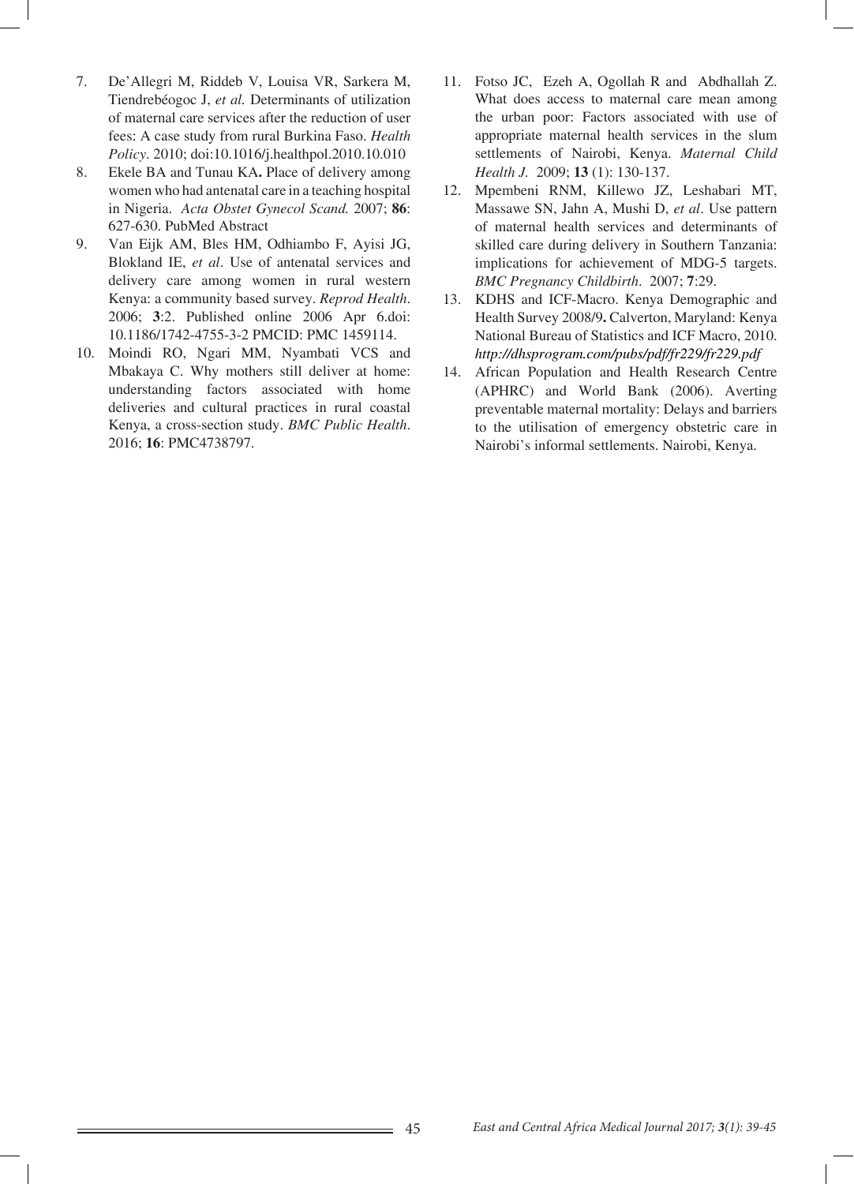7. De'Allegri M, Riddeb V, Louisa VR, Sarkera M, Tiendrebéogoc J, *et al.* Determinants of utilization of maternal care services after the reduction of user fees: A case study from rural Burkina Faso. *Health Policy*. 2010; doi:10.1016/j.healthpol.2010.10.010
8. Ekele BA and Tunau KA**.** Place of delivery among women who had antenatal care in a teaching hospital in Nigeria. *Acta Obstet Gynecol Scand.* 2007; **86**: 627-630. PubMed Abstract
9. Van Eijk AM, Bles HM, Odhiambo F, Ayisi JG, Blokland IE, *et al*. Use of antenatal services and delivery care among women in rural western Kenya: a community based survey. *Reprod Health*. 2006; **3**:2. Published online 2006 Apr 6.doi: 10.1186/1742-4755-3-2 PMCID: PMC 1459114.
10. Moindi RO, Ngari MM, Nyambati VCS and Mbakaya C. Why mothers still deliver at home: understanding factors associated with home deliveries and cultural practices in rural coastal Kenya, a cross-section study. *BMC Public Health*. 2016; **16**: PMC4738797.
11. Fotso JC, Ezeh A, Ogollah R and Abdhallah Z. What does access to maternal care mean among the urban poor: Factors associated with use of appropriate maternal health services in the slum settlements of Nairobi, Kenya. *Maternal Child Health J.* 2009; **13** (1): 130-137.
12. Mpembeni RNM, Killewo JZ, Leshabari MT, Massawe SN, Jahn A, Mushi D, *et al*. Use pattern of maternal health services and determinants of skilled care during delivery in Southern Tanzania: implications for achievement of MDG-5 targets. *BMC Pregnancy Childbirth*. 2007; **7**:29.
13. KDHS and ICF-Macro. Kenya Demographic and Health Survey 2008/9**.** Calverton, Maryland: Kenya National Bureau of Statistics and ICF Macro, 2010. *http://dhsprogram.com/pubs/pdf/fr229/fr229.pdf*
14. African Population and Health Research Centre (APHRC) and World Bank (2006). Averting preventable maternal mortality: Delays and barriers to the utilisation of emergency obstetric care in Nairobi's informal settlements. Nairobi, Kenya.